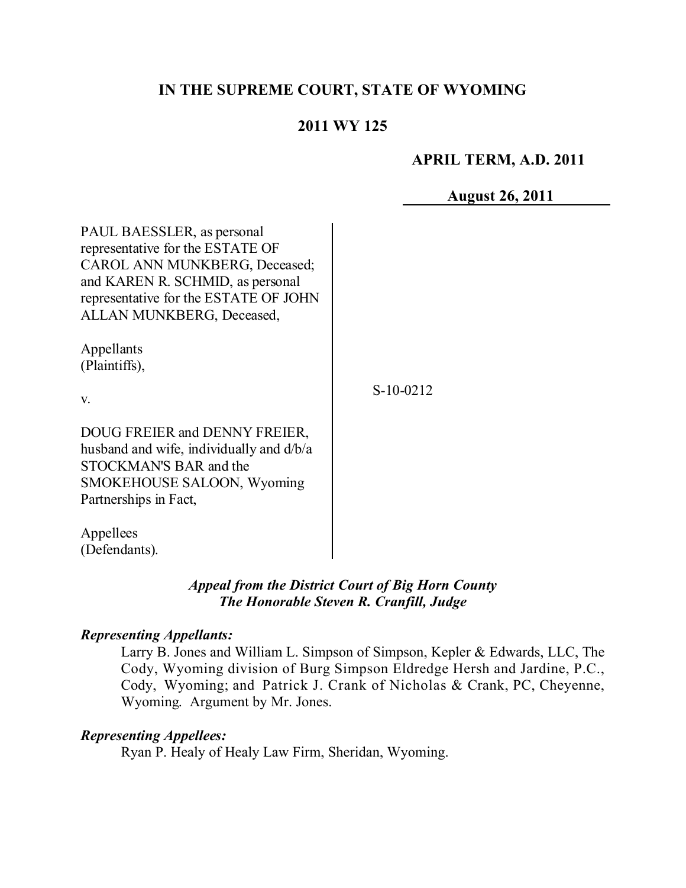# IN THE SUPREME COURT, STATE OF WYOMING

## 2011 WY 125

**APRIL TERM, A.D. 2011**

**August 26, 2011**

PAUL BAESSLER, as personal representative for the ESTATE OF CAROL ANN MUNKBERG, Deceased; and KAREN R. SCHMID, as personal representative for the ESTATE OF JOHN ALLAN MUNKBERG, Deceased,

Appellants
(Plaintiffs),

v.

DOUG FREIER and DENNY FREIER, husband and wife, individually and d/b/a STOCKMAN'S BAR and the SMOKEHOUSE SALOON, Wyoming Partnerships in Fact,

Appellees
(Defendants).

S-10-0212

***Appeal from the District Court of Big Horn County***
***The Honorable Steven R. Cranfill, Judge***

***Representing Appellants:***

Larry B. Jones and William L. Simpson of Simpson, Kepler & Edwards, LLC, The Cody, Wyoming division of Burg Simpson Eldredge Hersh and Jardine, P.C., Cody, Wyoming; and Patrick J. Crank of Nicholas & Crank, PC, Cheyenne, Wyoming. Argument by Mr. Jones.

***Representing Appellees:***

Ryan P. Healy of Healy Law Firm, Sheridan, Wyoming.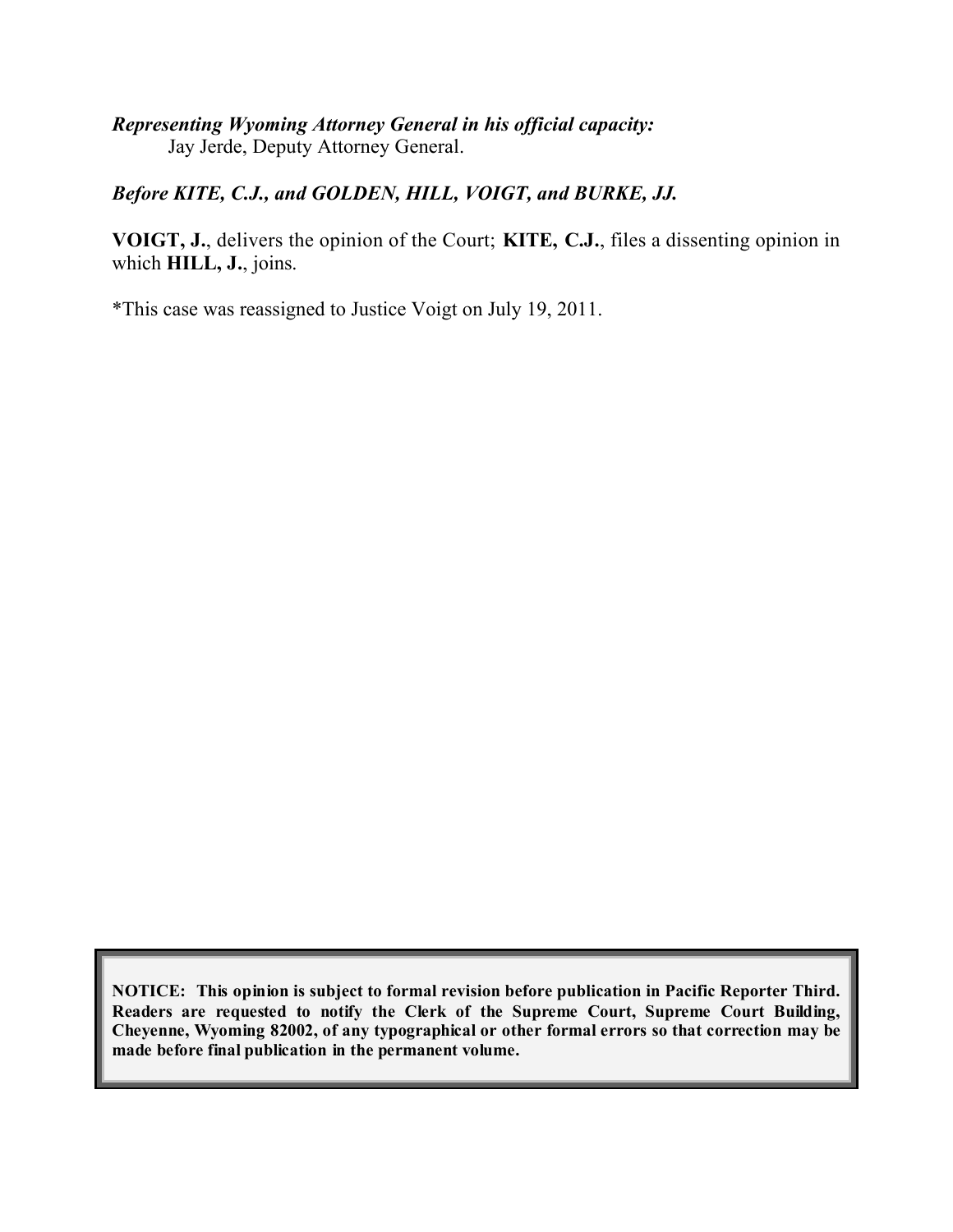***Representing Wyoming Attorney General in his official capacity:***
Jay Jerde, Deputy Attorney General.

***Before KITE, C.J., and GOLDEN, HILL, VOIGT, and BURKE, JJ.***

**VOIGT, J.**, delivers the opinion of the Court; **KITE, C.J.**, files a dissenting opinion in which **HILL, J.**, joins.

*This case was reassigned to Justice Voigt on July 19, 2011.

**NOTICE: This opinion is subject to formal revision before publication in Pacific Reporter Third. Readers are requested to notify the Clerk of the Supreme Court, Supreme Court Building, Cheyenne, Wyoming 82002, of any typographical or other formal errors so that correction may be made before final publication in the permanent volume.**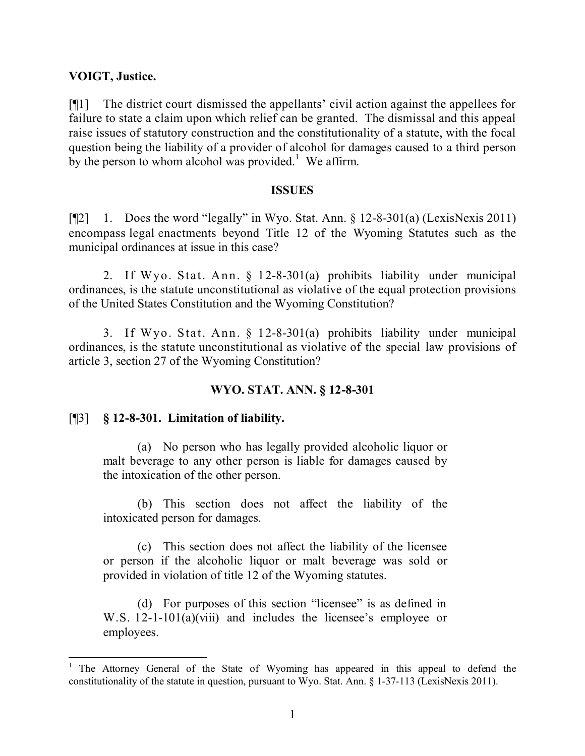**VOIGT, Justice.**

[¶1] The district court dismissed the appellants' civil action against the appellees for failure to state a claim upon which relief can be granted. The dismissal and this appeal raise issues of statutory construction and the constitutionality of a statute, with the focal question being the liability of a provider of alcohol for damages caused to a third person by the person to whom alcohol was provided.[1] We affirm.

## ISSUES

[¶2] 1. Does the word "legally" in Wyo. Stat. Ann. § 12-8-301(a) (LexisNexis 2011) encompass legal enactments beyond Title 12 of the Wyoming Statutes such as the municipal ordinances at issue in this case?

2. If Wyo. Stat. Ann. § 12-8-301(a) prohibits liability under municipal ordinances, is the statute unconstitutional as violative of the equal protection provisions of the United States Constitution and the Wyoming Constitution?

3. If Wyo. Stat. Ann. § 12-8-301(a) prohibits liability under municipal ordinances, is the statute unconstitutional as violative of the special law provisions of article 3, section 27 of the Wyoming Constitution?

## WYO. STAT. ANN. § 12-8-301

[¶3] **§ 12-8-301. Limitation of liability.**

> (a) No person who has legally provided alcoholic liquor or malt beverage to any other person is liable for damages caused by the intoxication of the other person.
>
> (b) This section does not affect the liability of the intoxicated person for damages.
>
> (c) This section does not affect the liability of the licensee or person if the alcoholic liquor or malt beverage was sold or provided in violation of title 12 of the Wyoming statutes.
>
> (d) For purposes of this section "licensee" is as defined in W.S. 12-1-101(a)(viii) and includes the licensee's employee or employees.

---

[1] The Attorney General of the State of Wyoming has appeared in this appeal to defend the constitutionality of the statute in question, pursuant to Wyo. Stat. Ann. § 1-37-113 (LexisNexis 2011).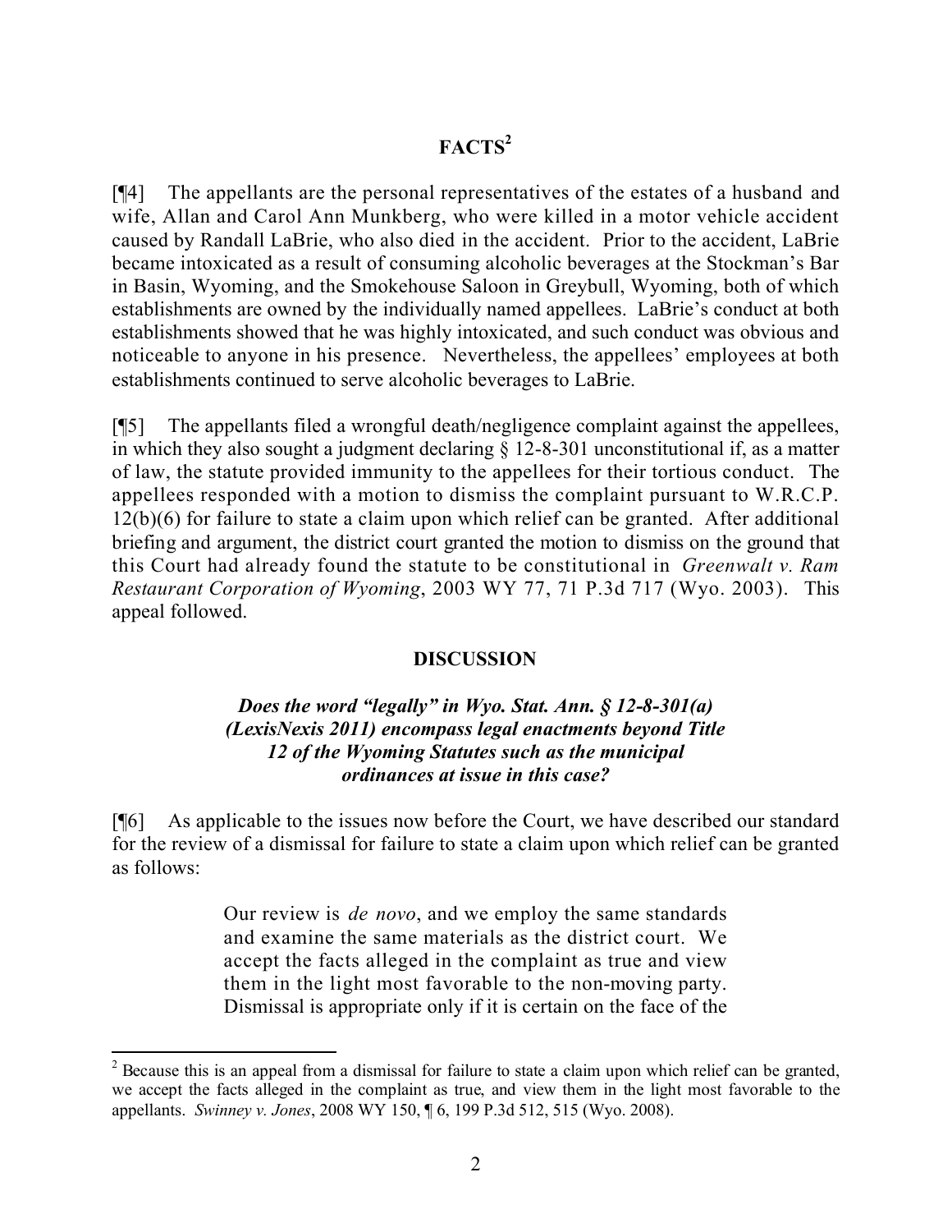## FACTS[2]

[¶4] The appellants are the personal representatives of the estates of a husband and wife, Allan and Carol Ann Munkberg, who were killed in a motor vehicle accident caused by Randall LaBrie, who also died in the accident. Prior to the accident, LaBrie became intoxicated as a result of consuming alcoholic beverages at the Stockman's Bar in Basin, Wyoming, and the Smokehouse Saloon in Greybull, Wyoming, both of which establishments are owned by the individually named appellees. LaBrie's conduct at both establishments showed that he was highly intoxicated, and such conduct was obvious and noticeable to anyone in his presence. Nevertheless, the appellees' employees at both establishments continued to serve alcoholic beverages to LaBrie.

[¶5] The appellants filed a wrongful death/negligence complaint against the appellees, in which they also sought a judgment declaring § 12-8-301 unconstitutional if, as a matter of law, the statute provided immunity to the appellees for their tortious conduct. The appellees responded with a motion to dismiss the complaint pursuant to W.R.C.P. 12(b)(6) for failure to state a claim upon which relief can be granted. After additional briefing and argument, the district court granted the motion to dismiss on the ground that this Court had already found the statute to be constitutional in *Greenwalt v. Ram Restaurant Corporation of Wyoming*, 2003 WY 77, 71 P.3d 717 (Wyo. 2003). This appeal followed.

## DISCUSSION

***Does the word "legally" in Wyo. Stat. Ann. § 12-8-301(a) (LexisNexis 2011) encompass legal enactments beyond Title 12 of the Wyoming Statutes such as the municipal ordinances at issue in this case?***

[¶6] As applicable to the issues now before the Court, we have described our standard for the review of a dismissal for failure to state a claim upon which relief can be granted as follows:

> Our review is *de novo*, and we employ the same standards and examine the same materials as the district court. We accept the facts alleged in the complaint as true and view them in the light most favorable to the non-moving party. Dismissal is appropriate only if it is certain on the face of the

---

[2] Because this is an appeal from a dismissal for failure to state a claim upon which relief can be granted, we accept the facts alleged in the complaint as true, and view them in the light most favorable to the appellants. *Swinney v. Jones*, 2008 WY 150, ¶ 6, 199 P.3d 512, 515 (Wyo. 2008).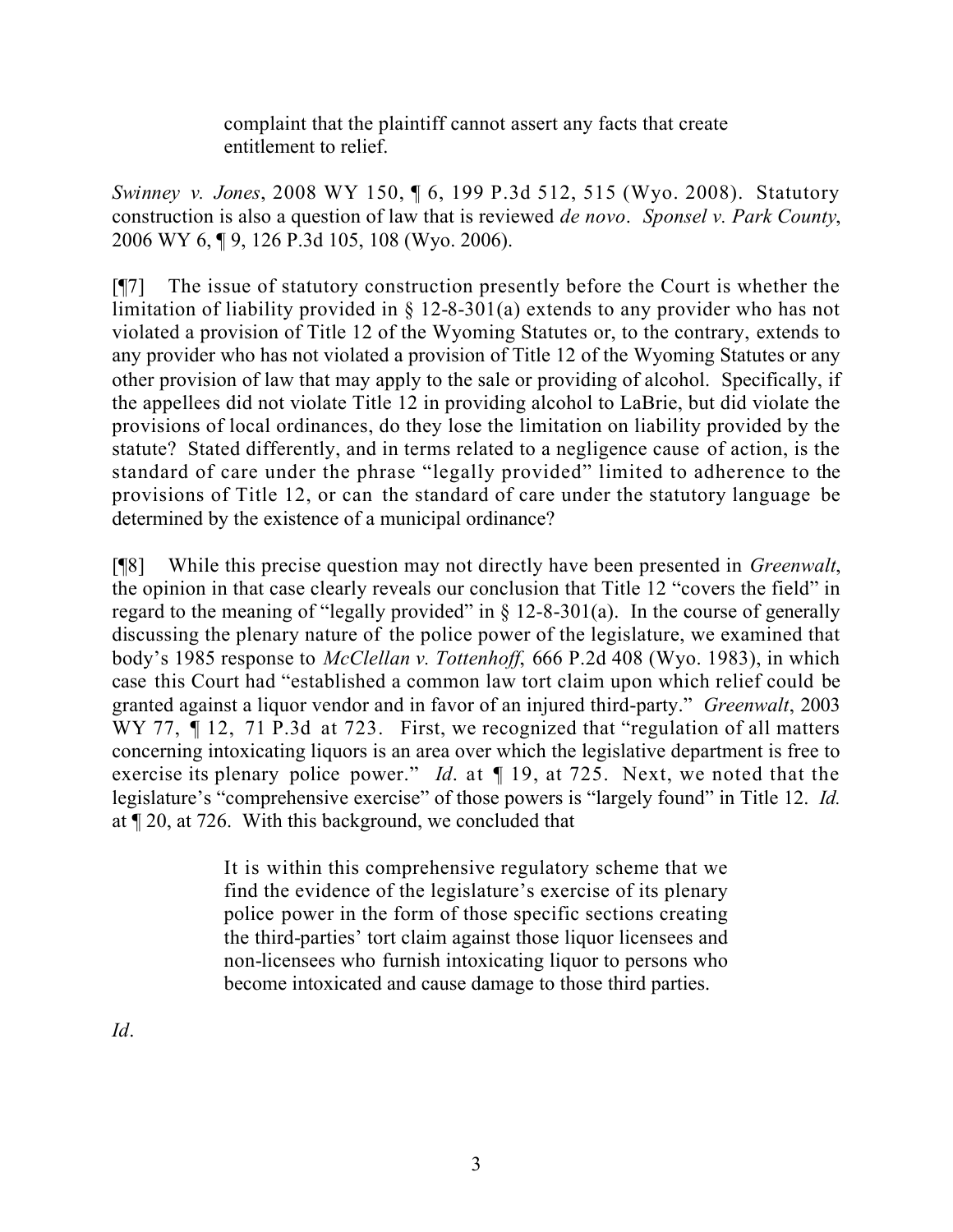> complaint that the plaintiff cannot assert any facts that create entitlement to relief.

*Swinney v. Jones*, 2008 WY 150, ¶ 6, 199 P.3d 512, 515 (Wyo. 2008). Statutory construction is also a question of law that is reviewed *de novo*. *Sponsel v. Park County*, 2006 WY 6, ¶ 9, 126 P.3d 105, 108 (Wyo. 2006).

[¶7] The issue of statutory construction presently before the Court is whether the limitation of liability provided in § 12-8-301(a) extends to any provider who has not violated a provision of Title 12 of the Wyoming Statutes or, to the contrary, extends to any provider who has not violated a provision of Title 12 of the Wyoming Statutes or any other provision of law that may apply to the sale or providing of alcohol. Specifically, if the appellees did not violate Title 12 in providing alcohol to LaBrie, but did violate the provisions of local ordinances, do they lose the limitation on liability provided by the statute? Stated differently, and in terms related to a negligence cause of action, is the standard of care under the phrase "legally provided" limited to adherence to the provisions of Title 12, or can the standard of care under the statutory language be determined by the existence of a municipal ordinance?

[¶8] While this precise question may not directly have been presented in *Greenwalt*, the opinion in that case clearly reveals our conclusion that Title 12 "covers the field" in regard to the meaning of "legally provided" in § 12-8-301(a). In the course of generally discussing the plenary nature of the police power of the legislature, we examined that body's 1985 response to *McClellan v. Tottenhoff*, 666 P.2d 408 (Wyo. 1983), in which case this Court had "established a common law tort claim upon which relief could be granted against a liquor vendor and in favor of an injured third-party." *Greenwalt*, 2003 WY 77, ¶ 12, 71 P.3d at 723. First, we recognized that "regulation of all matters concerning intoxicating liquors is an area over which the legislative department is free to exercise its plenary police power." *Id*. at ¶ 19, at 725. Next, we noted that the legislature's "comprehensive exercise" of those powers is "largely found" in Title 12. *Id.* at ¶ 20, at 726. With this background, we concluded that

> It is within this comprehensive regulatory scheme that we find the evidence of the legislature's exercise of its plenary police power in the form of those specific sections creating the third-parties' tort claim against those liquor licensees and non-licensees who furnish intoxicating liquor to persons who become intoxicated and cause damage to those third parties.

*Id*.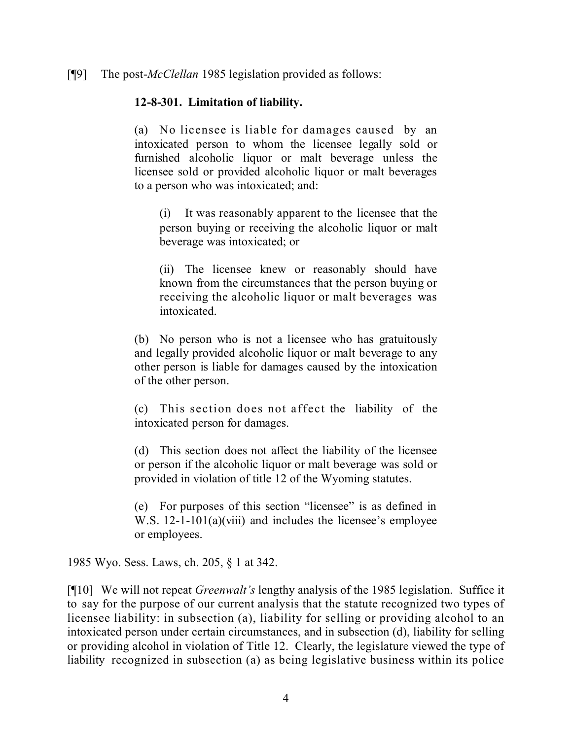[¶9] The post-*McClellan* 1985 legislation provided as follows:

> **12-8-301. Limitation of liability.**
>
> (a) No licensee is liable for damages caused by an intoxicated person to whom the licensee legally sold or furnished alcoholic liquor or malt beverage unless the licensee sold or provided alcoholic liquor or malt beverages to a person who was intoxicated; and:
>
> > (i) It was reasonably apparent to the licensee that the person buying or receiving the alcoholic liquor or malt beverage was intoxicated; or
> >
> > (ii) The licensee knew or reasonably should have known from the circumstances that the person buying or receiving the alcoholic liquor or malt beverages was intoxicated.
>
> (b) No person who is not a licensee who has gratuitously and legally provided alcoholic liquor or malt beverage to any other person is liable for damages caused by the intoxication of the other person.
>
> (c) This section does not affect the liability of the intoxicated person for damages.
>
> (d) This section does not affect the liability of the licensee or person if the alcoholic liquor or malt beverage was sold or provided in violation of title 12 of the Wyoming statutes.
>
> (e) For purposes of this section "licensee" is as defined in W.S. 12-1-101(a)(viii) and includes the licensee's employee or employees.

1985 Wyo. Sess. Laws, ch. 205, § 1 at 342.

[¶10] We will not repeat *Greenwalt's* lengthy analysis of the 1985 legislation. Suffice it to say for the purpose of our current analysis that the statute recognized two types of licensee liability: in subsection (a), liability for selling or providing alcohol to an intoxicated person under certain circumstances, and in subsection (d), liability for selling or providing alcohol in violation of Title 12. Clearly, the legislature viewed the type of liability recognized in subsection (a) as being legislative business within its police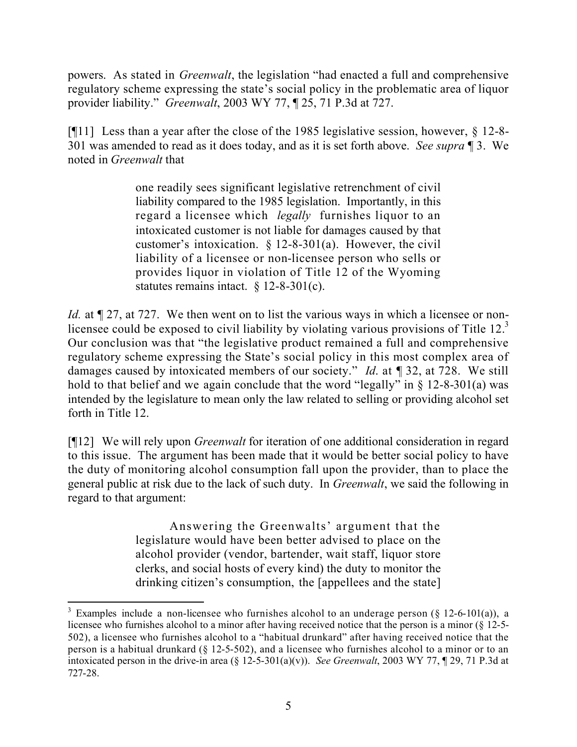powers. As stated in *Greenwalt*, the legislation "had enacted a full and comprehensive regulatory scheme expressing the state's social policy in the problematic area of liquor provider liability." *Greenwalt*, 2003 WY 77, ¶ 25, 71 P.3d at 727.

[¶11] Less than a year after the close of the 1985 legislative session, however, § 12-8-301 was amended to read as it does today, and as it is set forth above. *See supra* ¶ 3. We noted in *Greenwalt* that

> one readily sees significant legislative retrenchment of civil liability compared to the 1985 legislation. Importantly, in this regard a licensee which *legally* furnishes liquor to an intoxicated customer is not liable for damages caused by that customer's intoxication. § 12-8-301(a). However, the civil liability of a licensee or non-licensee person who sells or provides liquor in violation of Title 12 of the Wyoming statutes remains intact. § 12-8-301(c).

*Id.* at ¶ 27, at 727. We then went on to list the various ways in which a licensee or non-licensee could be exposed to civil liability by violating various provisions of Title 12.[3] Our conclusion was that "the legislative product remained a full and comprehensive regulatory scheme expressing the State's social policy in this most complex area of damages caused by intoxicated members of our society." *Id.* at ¶ 32, at 728. We still hold to that belief and we again conclude that the word "legally" in § 12-8-301(a) was intended by the legislature to mean only the law related to selling or providing alcohol set forth in Title 12.

[¶12] We will rely upon *Greenwalt* for iteration of one additional consideration in regard to this issue. The argument has been made that it would be better social policy to have the duty of monitoring alcohol consumption fall upon the provider, than to place the general public at risk due to the lack of such duty. In *Greenwalt*, we said the following in regard to that argument:

> Answering the Greenwalts' argument that the legislature would have been better advised to place on the alcohol provider (vendor, bartender, wait staff, liquor store clerks, and social hosts of every kind) the duty to monitor the drinking citizen's consumption, the [appellees and the state]

---

[3] Examples include a non-licensee who furnishes alcohol to an underage person (§ 12-6-101(a)), a licensee who furnishes alcohol to a minor after having received notice that the person is a minor (§ 12-5-502), a licensee who furnishes alcohol to a "habitual drunkard" after having received notice that the person is a habitual drunkard (§ 12-5-502), and a licensee who furnishes alcohol to a minor or to an intoxicated person in the drive-in area (§ 12-5-301(a)(v)). *See Greenwalt*, 2003 WY 77, ¶ 29, 71 P.3d at 727-28.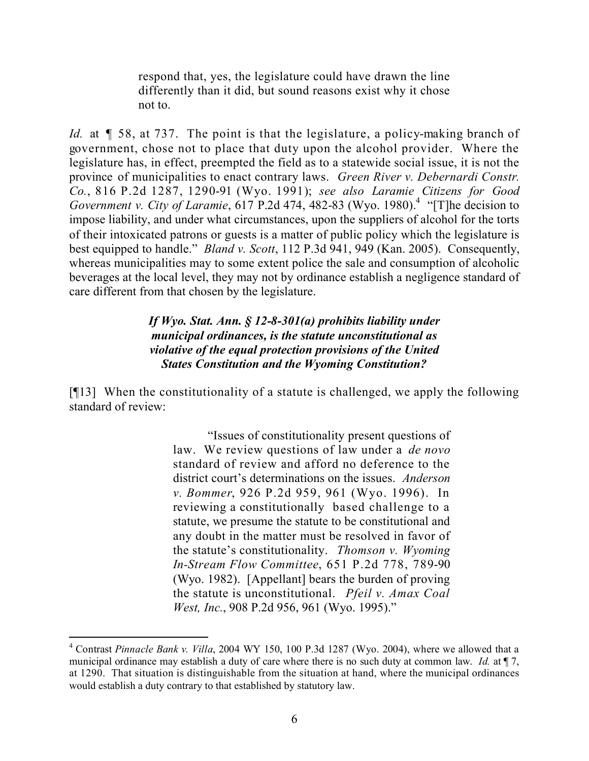> respond that, yes, the legislature could have drawn the line differently than it did, but sound reasons exist why it chose not to.

*Id.* at ¶ 58, at 737. The point is that the legislature, a policy-making branch of government, chose not to place that duty upon the alcohol provider. Where the legislature has, in effect, preempted the field as to a statewide social issue, it is not the province of municipalities to enact contrary laws. *Green River v. Debernardi Constr. Co.*, 816 P.2d 1287, 1290-91 (Wyo. 1991); *see also Laramie Citizens for Good Government v. City of Laramie*, 617 P.2d 474, 482-83 (Wyo. 1980).[4] "[T]he decision to impose liability, and under what circumstances, upon the suppliers of alcohol for the torts of their intoxicated patrons or guests is a matter of public policy which the legislature is best equipped to handle." *Bland v. Scott*, 112 P.3d 941, 949 (Kan. 2005). Consequently, whereas municipalities may to some extent police the sale and consumption of alcoholic beverages at the local level, they may not by ordinance establish a negligence standard of care different from that chosen by the legislature.

***If Wyo. Stat. Ann. § 12-8-301(a) prohibits liability under municipal ordinances, is the statute unconstitutional as violative of the equal protection provisions of the United States Constitution and the Wyoming Constitution?***

[¶13] When the constitutionality of a statute is challenged, we apply the following standard of review:

> "Issues of constitutionality present questions of law. We review questions of law under a *de novo* standard of review and afford no deference to the district court's determinations on the issues. *Anderson v. Bommer*, 926 P.2d 959, 961 (Wyo. 1996). In reviewing a constitutionally based challenge to a statute, we presume the statute to be constitutional and any doubt in the matter must be resolved in favor of the statute's constitutionality. *Thomson v. Wyoming In-Stream Flow Committee*, 651 P.2d 778, 789-90 (Wyo. 1982). [Appellant] bears the burden of proving the statute is unconstitutional. *Pfeil v. Amax Coal West, Inc.*, 908 P.2d 956, 961 (Wyo. 1995)."

---

[4] Contrast *Pinnacle Bank v. Villa*, 2004 WY 150, 100 P.3d 1287 (Wyo. 2004), where we allowed that a municipal ordinance may establish a duty of care where there is no such duty at common law. *Id.* at ¶ 7, at 1290. That situation is distinguishable from the situation at hand, where the municipal ordinances would establish a duty contrary to that established by statutory law.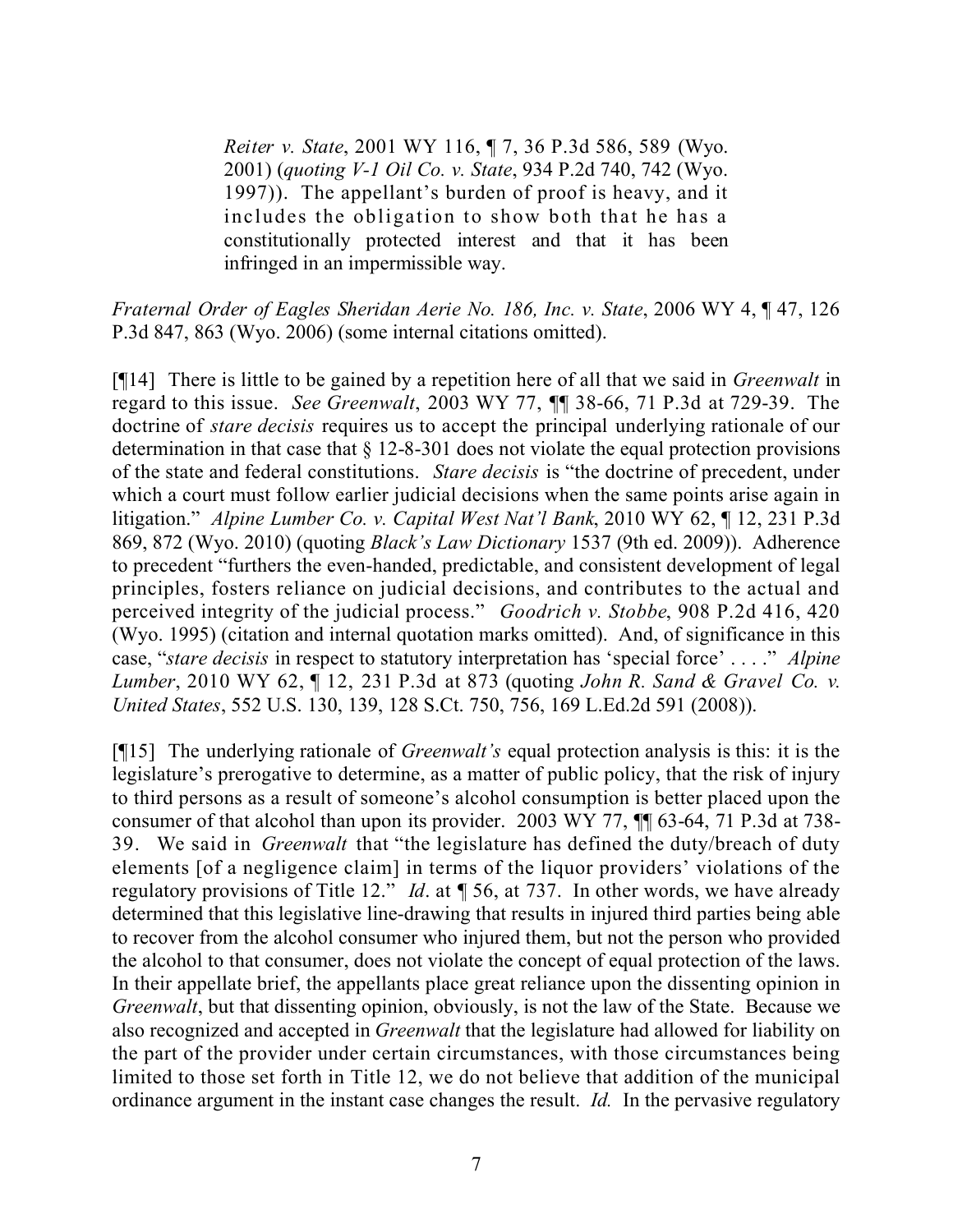> *Reiter v. State*, 2001 WY 116, ¶ 7, 36 P.3d 586, 589 (Wyo. 2001) (*quoting V-1 Oil Co. v. State*, 934 P.2d 740, 742 (Wyo. 1997)). The appellant's burden of proof is heavy, and it includes the obligation to show both that he has a constitutionally protected interest and that it has been infringed in an impermissible way.

*Fraternal Order of Eagles Sheridan Aerie No. 186, Inc. v. State*, 2006 WY 4, ¶ 47, 126 P.3d 847, 863 (Wyo. 2006) (some internal citations omitted).

[¶14] There is little to be gained by a repetition here of all that we said in *Greenwalt* in regard to this issue. *See Greenwalt*, 2003 WY 77, ¶¶ 38-66, 71 P.3d at 729-39. The doctrine of *stare decisis* requires us to accept the principal underlying rationale of our determination in that case that § 12-8-301 does not violate the equal protection provisions of the state and federal constitutions. *Stare decisis* is "the doctrine of precedent, under which a court must follow earlier judicial decisions when the same points arise again in litigation." *Alpine Lumber Co. v. Capital West Nat'l Bank*, 2010 WY 62, ¶ 12, 231 P.3d 869, 872 (Wyo. 2010) (quoting *Black's Law Dictionary* 1537 (9th ed. 2009)). Adherence to precedent "furthers the even-handed, predictable, and consistent development of legal principles, fosters reliance on judicial decisions, and contributes to the actual and perceived integrity of the judicial process." *Goodrich v. Stobbe*, 908 P.2d 416, 420 (Wyo. 1995) (citation and internal quotation marks omitted). And, of significance in this case, "*stare decisis* in respect to statutory interpretation has 'special force' . . . ." *Alpine Lumber*, 2010 WY 62, ¶ 12, 231 P.3d at 873 (quoting *John R. Sand & Gravel Co. v. United States*, 552 U.S. 130, 139, 128 S.Ct. 750, 756, 169 L.Ed.2d 591 (2008)).

[¶15] The underlying rationale of *Greenwalt's* equal protection analysis is this: it is the legislature's prerogative to determine, as a matter of public policy, that the risk of injury to third persons as a result of someone's alcohol consumption is better placed upon the consumer of that alcohol than upon its provider. 2003 WY 77, ¶¶ 63-64, 71 P.3d at 738-39. We said in *Greenwalt* that "the legislature has defined the duty/breach of duty elements [of a negligence claim] in terms of the liquor providers' violations of the regulatory provisions of Title 12." *Id*. at ¶ 56, at 737. In other words, we have already determined that this legislative line-drawing that results in injured third parties being able to recover from the alcohol consumer who injured them, but not the person who provided the alcohol to that consumer, does not violate the concept of equal protection of the laws. In their appellate brief, the appellants place great reliance upon the dissenting opinion in *Greenwalt*, but that dissenting opinion, obviously, is not the law of the State. Because we also recognized and accepted in *Greenwalt* that the legislature had allowed for liability on the part of the provider under certain circumstances, with those circumstances being limited to those set forth in Title 12, we do not believe that addition of the municipal ordinance argument in the instant case changes the result. *Id.* In the pervasive regulatory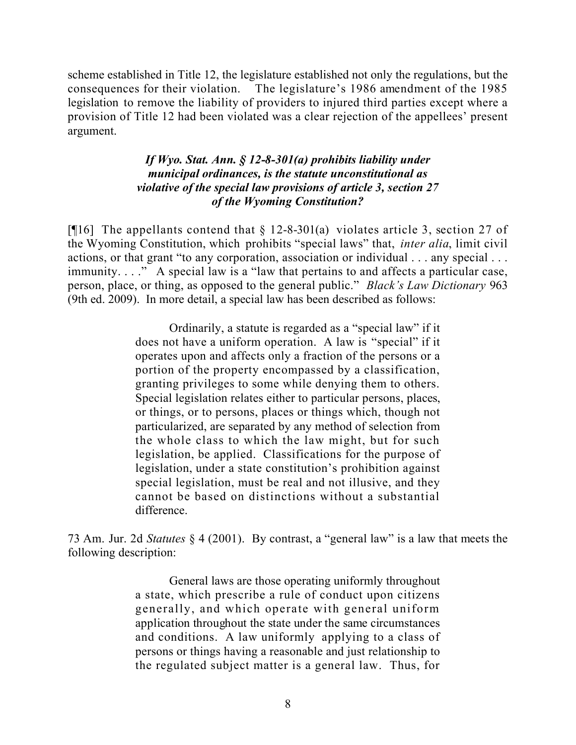scheme established in Title 12, the legislature established not only the regulations, but the consequences for their violation. The legislature's 1986 amendment of the 1985 legislation to remove the liability of providers to injured third parties except where a provision of Title 12 had been violated was a clear rejection of the appellees' present argument.

***If Wyo. Stat. Ann. § 12-8-301(a) prohibits liability under municipal ordinances, is the statute unconstitutional as violative of the special law provisions of article 3, section 27 of the Wyoming Constitution?***

[¶16] The appellants contend that § 12-8-301(a) violates article 3, section 27 of the Wyoming Constitution, which prohibits "special laws" that, *inter alia*, limit civil actions, or that grant "to any corporation, association or individual . . . any special . . . immunity. . . ." A special law is a "law that pertains to and affects a particular case, person, place, or thing, as opposed to the general public." *Black's Law Dictionary* 963 (9th ed. 2009). In more detail, a special law has been described as follows:

> Ordinarily, a statute is regarded as a "special law" if it does not have a uniform operation. A law is "special" if it operates upon and affects only a fraction of the persons or a portion of the property encompassed by a classification, granting privileges to some while denying them to others. Special legislation relates either to particular persons, places, or things, or to persons, places or things which, though not particularized, are separated by any method of selection from the whole class to which the law might, but for such legislation, be applied. Classifications for the purpose of legislation, under a state constitution's prohibition against special legislation, must be real and not illusive, and they cannot be based on distinctions without a substantial difference.

73 Am. Jur. 2d *Statutes* § 4 (2001). By contrast, a "general law" is a law that meets the following description:

> General laws are those operating uniformly throughout a state, which prescribe a rule of conduct upon citizens generally, and which operate with general uniform application throughout the state under the same circumstances and conditions. A law uniformly applying to a class of persons or things having a reasonable and just relationship to the regulated subject matter is a general law. Thus, for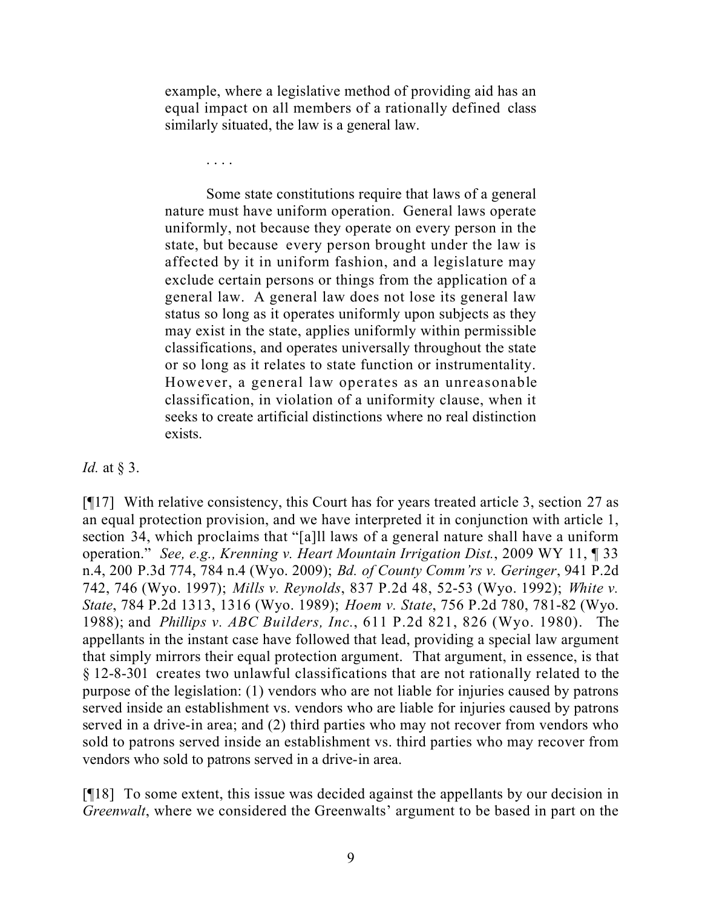> example, where a legislative method of providing aid has an equal impact on all members of a rationally defined class similarly situated, the law is a general law.
>
> . . . .
>
> Some state constitutions require that laws of a general nature must have uniform operation. General laws operate uniformly, not because they operate on every person in the state, but because every person brought under the law is affected by it in uniform fashion, and a legislature may exclude certain persons or things from the application of a general law. A general law does not lose its general law status so long as it operates uniformly upon subjects as they may exist in the state, applies uniformly within permissible classifications, and operates universally throughout the state or so long as it relates to state function or instrumentality. However, a general law operates as an unreasonable classification, in violation of a uniformity clause, when it seeks to create artificial distinctions where no real distinction exists.

*Id.* at § 3.

[¶17] With relative consistency, this Court has for years treated article 3, section 27 as an equal protection provision, and we have interpreted it in conjunction with article 1, section 34, which proclaims that "[a]ll laws of a general nature shall have a uniform operation." *See, e.g., Krenning v. Heart Mountain Irrigation Dist.*, 2009 WY 11, ¶ 33 n.4, 200 P.3d 774, 784 n.4 (Wyo. 2009); *Bd. of County Comm'rs v. Geringer*, 941 P.2d 742, 746 (Wyo. 1997); *Mills v. Reynolds*, 837 P.2d 48, 52-53 (Wyo. 1992); *White v. State*, 784 P.2d 1313, 1316 (Wyo. 1989); *Hoem v. State*, 756 P.2d 780, 781-82 (Wyo. 1988); and *Phillips v. ABC Builders, Inc.*, 611 P.2d 821, 826 (Wyo. 1980). The appellants in the instant case have followed that lead, providing a special law argument that simply mirrors their equal protection argument. That argument, in essence, is that § 12-8-301 creates two unlawful classifications that are not rationally related to the purpose of the legislation: (1) vendors who are not liable for injuries caused by patrons served inside an establishment vs. vendors who are liable for injuries caused by patrons served in a drive-in area; and (2) third parties who may not recover from vendors who sold to patrons served inside an establishment vs. third parties who may recover from vendors who sold to patrons served in a drive-in area.

[¶18] To some extent, this issue was decided against the appellants by our decision in *Greenwalt*, where we considered the Greenwalts' argument to be based in part on the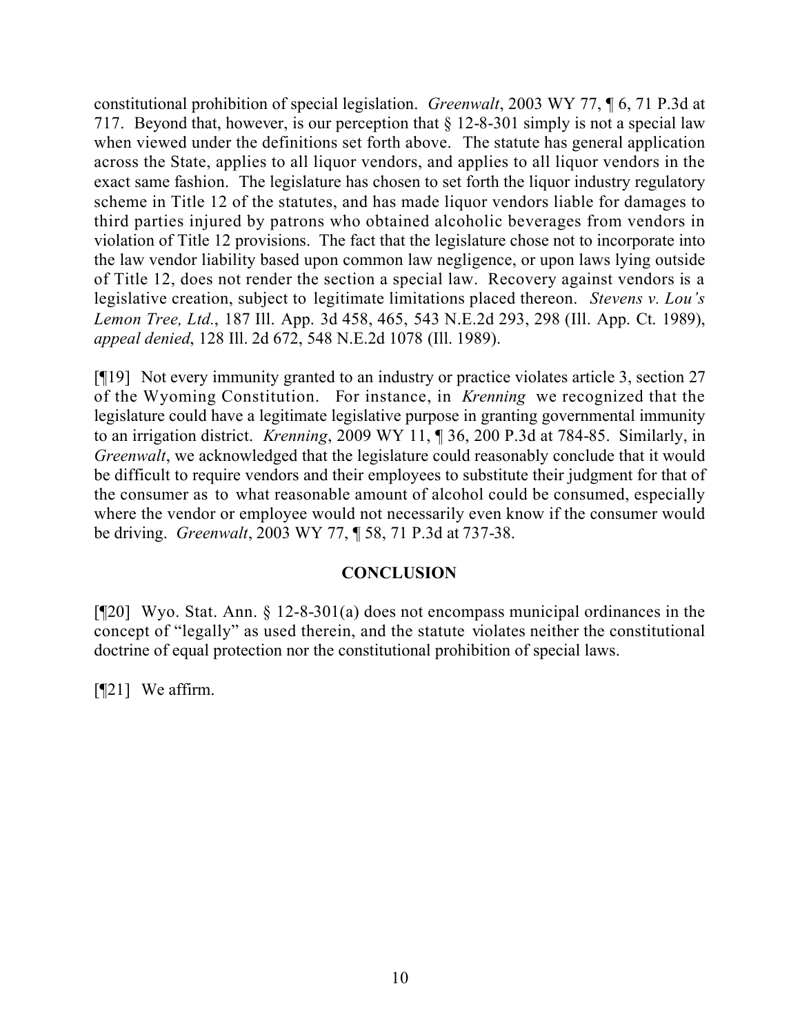constitutional prohibition of special legislation. *Greenwalt*, 2003 WY 77, ¶ 6, 71 P.3d at 717. Beyond that, however, is our perception that § 12-8-301 simply is not a special law when viewed under the definitions set forth above. The statute has general application across the State, applies to all liquor vendors, and applies to all liquor vendors in the exact same fashion. The legislature has chosen to set forth the liquor industry regulatory scheme in Title 12 of the statutes, and has made liquor vendors liable for damages to third parties injured by patrons who obtained alcoholic beverages from vendors in violation of Title 12 provisions. The fact that the legislature chose not to incorporate into the law vendor liability based upon common law negligence, or upon laws lying outside of Title 12, does not render the section a special law. Recovery against vendors is a legislative creation, subject to legitimate limitations placed thereon. *Stevens v. Lou's Lemon Tree, Ltd.*, 187 Ill. App. 3d 458, 465, 543 N.E.2d 293, 298 (Ill. App. Ct. 1989), *appeal denied*, 128 Ill. 2d 672, 548 N.E.2d 1078 (Ill. 1989).

[¶19] Not every immunity granted to an industry or practice violates article 3, section 27 of the Wyoming Constitution. For instance, in *Krenning* we recognized that the legislature could have a legitimate legislative purpose in granting governmental immunity to an irrigation district. *Krenning*, 2009 WY 11, ¶ 36, 200 P.3d at 784-85. Similarly, in *Greenwalt*, we acknowledged that the legislature could reasonably conclude that it would be difficult to require vendors and their employees to substitute their judgment for that of the consumer as to what reasonable amount of alcohol could be consumed, especially where the vendor or employee would not necessarily even know if the consumer would be driving. *Greenwalt*, 2003 WY 77, ¶ 58, 71 P.3d at 737-38.

## CONCLUSION

[¶20] Wyo. Stat. Ann. § 12-8-301(a) does not encompass municipal ordinances in the concept of "legally" as used therein, and the statute violates neither the constitutional doctrine of equal protection nor the constitutional prohibition of special laws.

[¶21] We affirm.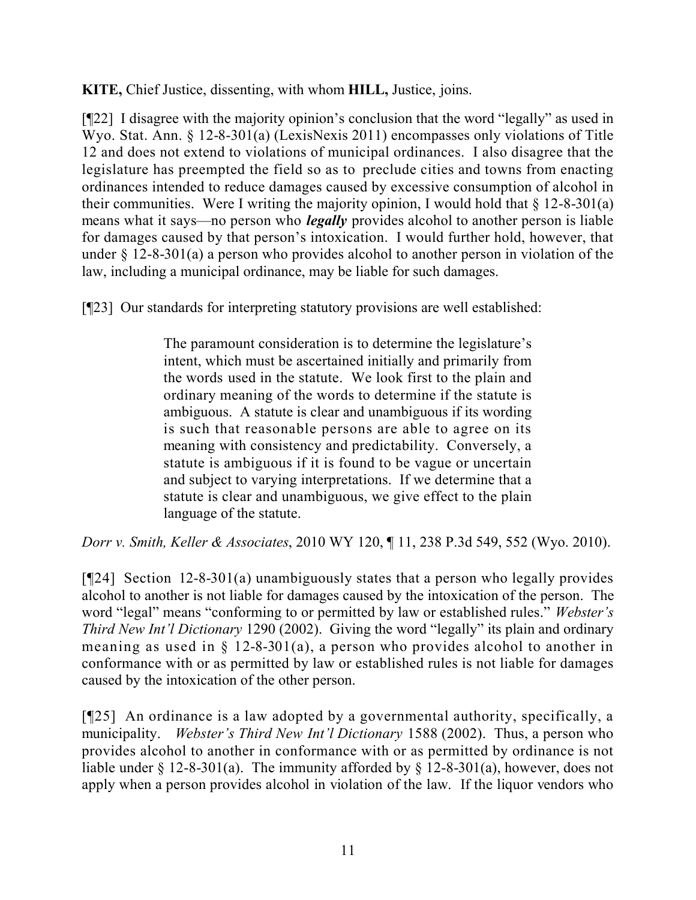**KITE,** Chief Justice, dissenting, with whom **HILL,** Justice, joins.

[¶22] I disagree with the majority opinion's conclusion that the word "legally" as used in Wyo. Stat. Ann. § 12-8-301(a) (LexisNexis 2011) encompasses only violations of Title 12 and does not extend to violations of municipal ordinances. I also disagree that the legislature has preempted the field so as to preclude cities and towns from enacting ordinances intended to reduce damages caused by excessive consumption of alcohol in their communities. Were I writing the majority opinion, I would hold that § 12-8-301(a) means what it says—no person who ***legally*** provides alcohol to another person is liable for damages caused by that person's intoxication. I would further hold, however, that under § 12-8-301(a) a person who provides alcohol to another person in violation of the law, including a municipal ordinance, may be liable for such damages.

[¶23] Our standards for interpreting statutory provisions are well established:

> The paramount consideration is to determine the legislature's intent, which must be ascertained initially and primarily from the words used in the statute. We look first to the plain and ordinary meaning of the words to determine if the statute is ambiguous. A statute is clear and unambiguous if its wording is such that reasonable persons are able to agree on its meaning with consistency and predictability. Conversely, a statute is ambiguous if it is found to be vague or uncertain and subject to varying interpretations. If we determine that a statute is clear and unambiguous, we give effect to the plain language of the statute.

*Dorr v. Smith, Keller & Associates*, 2010 WY 120, ¶ 11, 238 P.3d 549, 552 (Wyo. 2010).

[¶24] Section 12-8-301(a) unambiguously states that a person who legally provides alcohol to another is not liable for damages caused by the intoxication of the person. The word "legal" means "conforming to or permitted by law or established rules." *Webster's Third New Int'l Dictionary* 1290 (2002). Giving the word "legally" its plain and ordinary meaning as used in § 12-8-301(a), a person who provides alcohol to another in conformance with or as permitted by law or established rules is not liable for damages caused by the intoxication of the other person.

[¶25] An ordinance is a law adopted by a governmental authority, specifically, a municipality. *Webster's Third New Int'l Dictionary* 1588 (2002). Thus, a person who provides alcohol to another in conformance with or as permitted by ordinance is not liable under § 12-8-301(a). The immunity afforded by § 12-8-301(a), however, does not apply when a person provides alcohol in violation of the law. If the liquor vendors who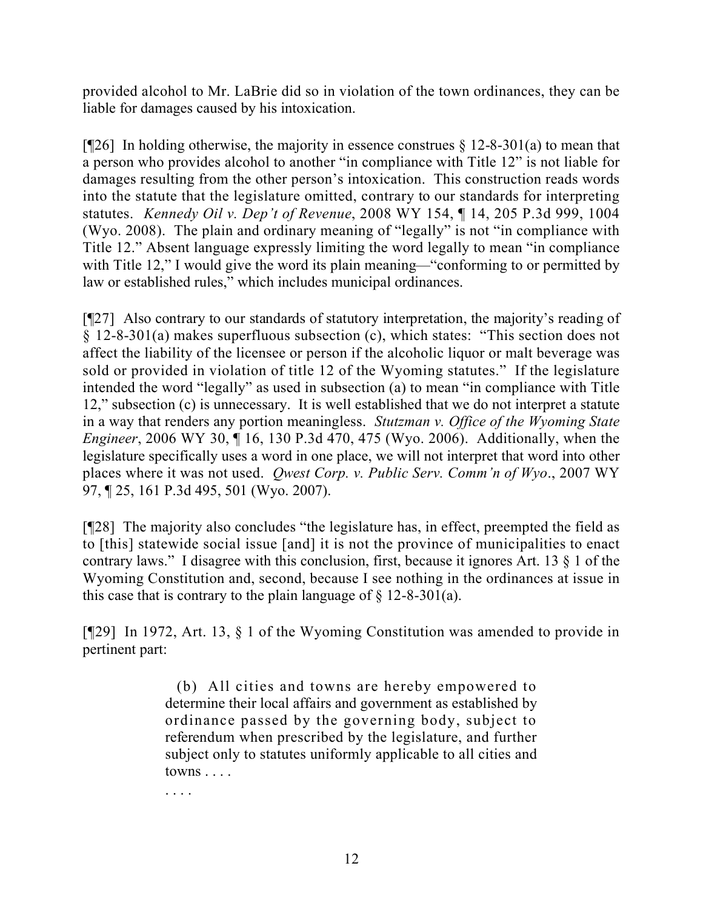provided alcohol to Mr. LaBrie did so in violation of the town ordinances, they can be liable for damages caused by his intoxication.

[¶26] In holding otherwise, the majority in essence construes § 12-8-301(a) to mean that a person who provides alcohol to another "in compliance with Title 12" is not liable for damages resulting from the other person's intoxication. This construction reads words into the statute that the legislature omitted, contrary to our standards for interpreting statutes. *Kennedy Oil v. Dep't of Revenue*, 2008 WY 154, ¶ 14, 205 P.3d 999, 1004 (Wyo. 2008). The plain and ordinary meaning of "legally" is not "in compliance with Title 12." Absent language expressly limiting the word legally to mean "in compliance with Title 12," I would give the word its plain meaning—"conforming to or permitted by law or established rules," which includes municipal ordinances.

[¶27] Also contrary to our standards of statutory interpretation, the majority's reading of § 12-8-301(a) makes superfluous subsection (c), which states: "This section does not affect the liability of the licensee or person if the alcoholic liquor or malt beverage was sold or provided in violation of title 12 of the Wyoming statutes." If the legislature intended the word "legally" as used in subsection (a) to mean "in compliance with Title 12," subsection (c) is unnecessary. It is well established that we do not interpret a statute in a way that renders any portion meaningless. *Stutzman v. Office of the Wyoming State Engineer*, 2006 WY 30, ¶ 16, 130 P.3d 470, 475 (Wyo. 2006). Additionally, when the legislature specifically uses a word in one place, we will not interpret that word into other places where it was not used. *Qwest Corp. v. Public Serv. Comm'n of Wyo*., 2007 WY 97, ¶ 25, 161 P.3d 495, 501 (Wyo. 2007).

[¶28] The majority also concludes "the legislature has, in effect, preempted the field as to [this] statewide social issue [and] it is not the province of municipalities to enact contrary laws." I disagree with this conclusion, first, because it ignores Art. 13 § 1 of the Wyoming Constitution and, second, because I see nothing in the ordinances at issue in this case that is contrary to the plain language of § 12-8-301(a).

[¶29] In 1972, Art. 13, § 1 of the Wyoming Constitution was amended to provide in pertinent part:

> (b) All cities and towns are hereby empowered to determine their local affairs and government as established by ordinance passed by the governing body, subject to referendum when prescribed by the legislature, and further subject only to statutes uniformly applicable to all cities and towns . . . .
>
> . . . .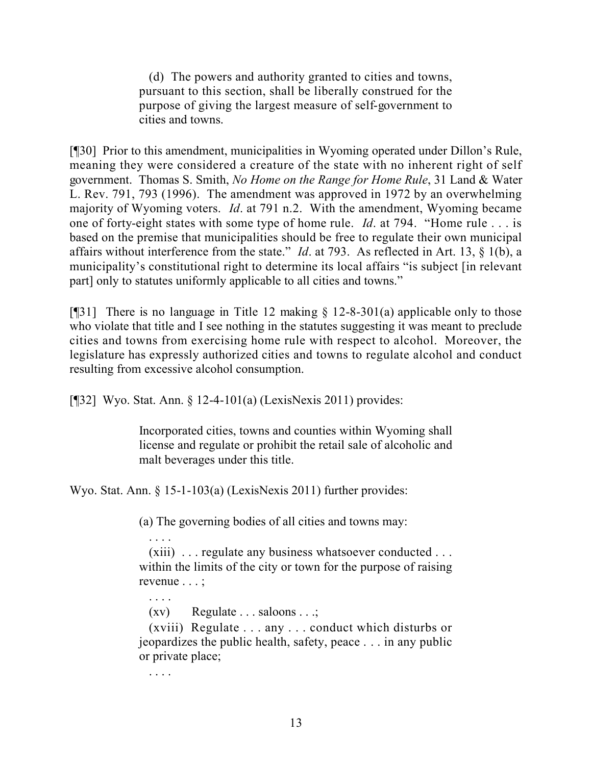> (d) The powers and authority granted to cities and towns, pursuant to this section, shall be liberally construed for the purpose of giving the largest measure of self-government to cities and towns.

[¶30] Prior to this amendment, municipalities in Wyoming operated under Dillon's Rule, meaning they were considered a creature of the state with no inherent right of self government. Thomas S. Smith, *No Home on the Range for Home Rule*, 31 Land & Water L. Rev. 791, 793 (1996). The amendment was approved in 1972 by an overwhelming majority of Wyoming voters. *Id*. at 791 n.2. With the amendment, Wyoming became one of forty-eight states with some type of home rule. *Id*. at 794. "Home rule . . . is based on the premise that municipalities should be free to regulate their own municipal affairs without interference from the state." *Id*. at 793. As reflected in Art. 13, § 1(b), a municipality's constitutional right to determine its local affairs "is subject [in relevant part] only to statutes uniformly applicable to all cities and towns."

[¶31] There is no language in Title 12 making § 12-8-301(a) applicable only to those who violate that title and I see nothing in the statutes suggesting it was meant to preclude cities and towns from exercising home rule with respect to alcohol. Moreover, the legislature has expressly authorized cities and towns to regulate alcohol and conduct resulting from excessive alcohol consumption.

[¶32] Wyo. Stat. Ann. § 12-4-101(a) (LexisNexis 2011) provides:

> Incorporated cities, towns and counties within Wyoming shall license and regulate or prohibit the retail sale of alcoholic and malt beverages under this title.

Wyo. Stat. Ann. § 15-1-103(a) (LexisNexis 2011) further provides:

> (a) The governing bodies of all cities and towns may:
>
> . . . .
>
> (xiii) . . . regulate any business whatsoever conducted . . . within the limits of the city or town for the purpose of raising revenue . . . ;
>
> . . . .
>
> (xv) Regulate . . . saloons . . .;
>
> (xviii) Regulate . . . any . . . conduct which disturbs or jeopardizes the public health, safety, peace . . . in any public or private place;
>
> . . . .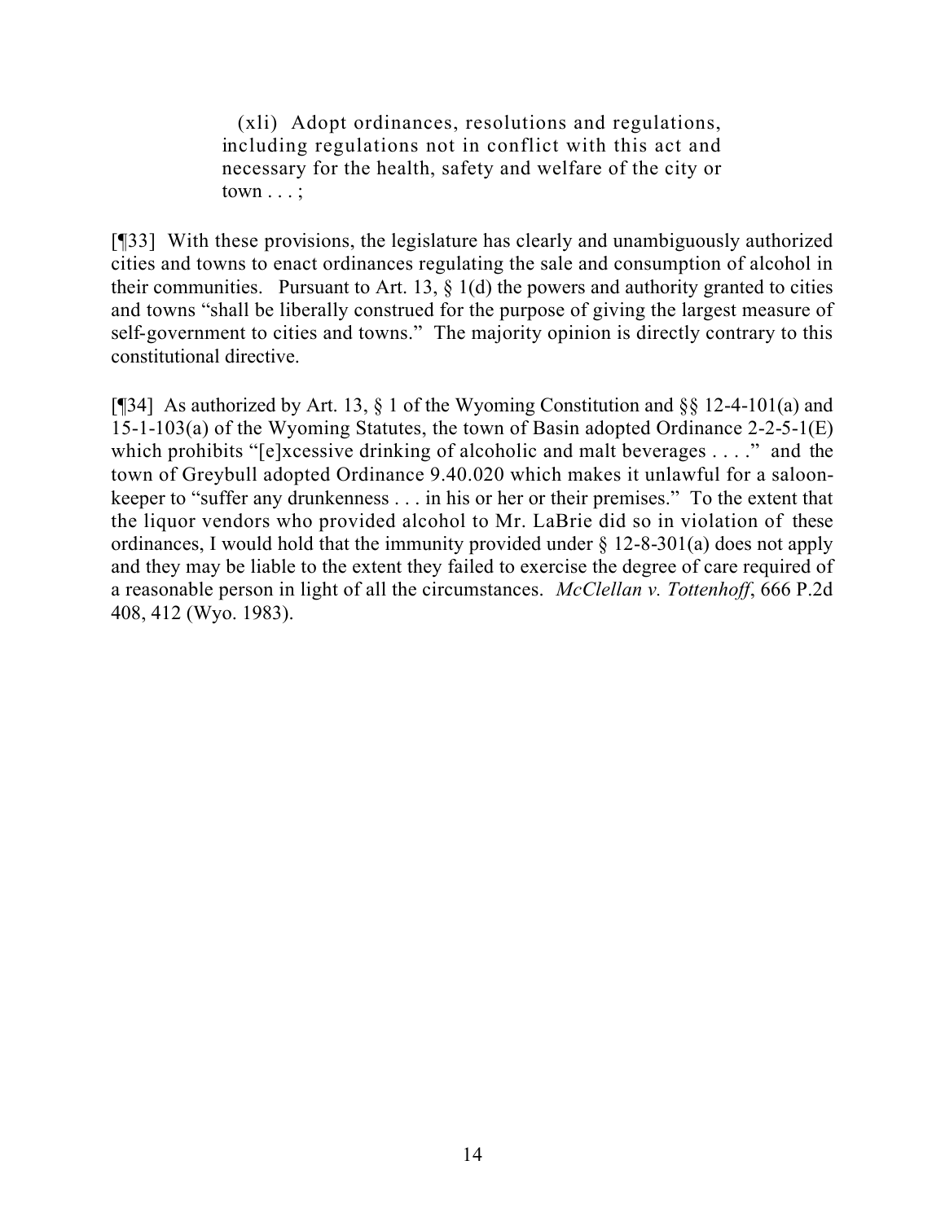> (xli) Adopt ordinances, resolutions and regulations, including regulations not in conflict with this act and necessary for the health, safety and welfare of the city or town . . . ;

[¶33] With these provisions, the legislature has clearly and unambiguously authorized cities and towns to enact ordinances regulating the sale and consumption of alcohol in their communities. Pursuant to Art. 13, § 1(d) the powers and authority granted to cities and towns "shall be liberally construed for the purpose of giving the largest measure of self-government to cities and towns." The majority opinion is directly contrary to this constitutional directive.

[¶34] As authorized by Art. 13, § 1 of the Wyoming Constitution and §§ 12-4-101(a) and 15-1-103(a) of the Wyoming Statutes, the town of Basin adopted Ordinance 2-2-5-1(E) which prohibits "[e]xcessive drinking of alcoholic and malt beverages . . . ." and the town of Greybull adopted Ordinance 9.40.020 which makes it unlawful for a saloon-keeper to "suffer any drunkenness . . . in his or her or their premises." To the extent that the liquor vendors who provided alcohol to Mr. LaBrie did so in violation of these ordinances, I would hold that the immunity provided under § 12-8-301(a) does not apply and they may be liable to the extent they failed to exercise the degree of care required of a reasonable person in light of all the circumstances. *McClellan v. Tottenhoff*, 666 P.2d 408, 412 (Wyo. 1983).